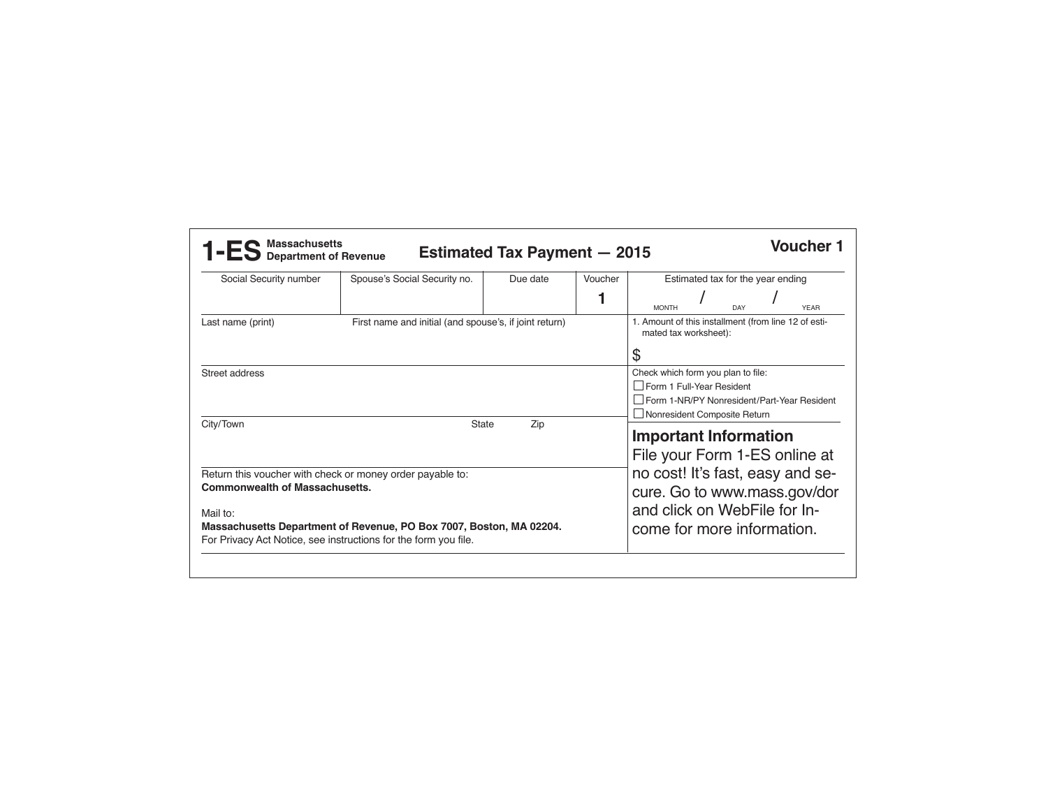# 1-ES Massachusetts Department of Revenue

## Estimated Tax Payment — 2015

**Voucher 1**

| Social Security number | Spouse's Social Security no. | Due date | Voucher | Estimated tax for the year ending |
|---|---|---|---|---|
| | | | **1** | MONTH / DAY / YEAR |

| Last name (print) | First name and initial (and spouse's, if joint return) | 1. Amount of this installment (from line 12 of estimated tax worksheet): |
|---|---|---|
| | | $ |

Street address

Check which form you plan to file:

- ☐ Form 1 Full-Year Resident
- ☐ Form 1-NR/PY Nonresident/Part-Year Resident
- ☐ Nonresident Composite Return

City/Town | State | Zip

Return this voucher with check or money order payable to:
**Commonwealth of Massachusetts.**

Mail to:
**Massachusetts Department of Revenue, PO Box 7007, Boston, MA 02204.**
For Privacy Act Notice, see instructions for the form you file.

### Important Information

File your Form 1-ES online at no cost! It's fast, easy and secure. Go to www.mass.gov/dor and click on WebFile for Income for more information.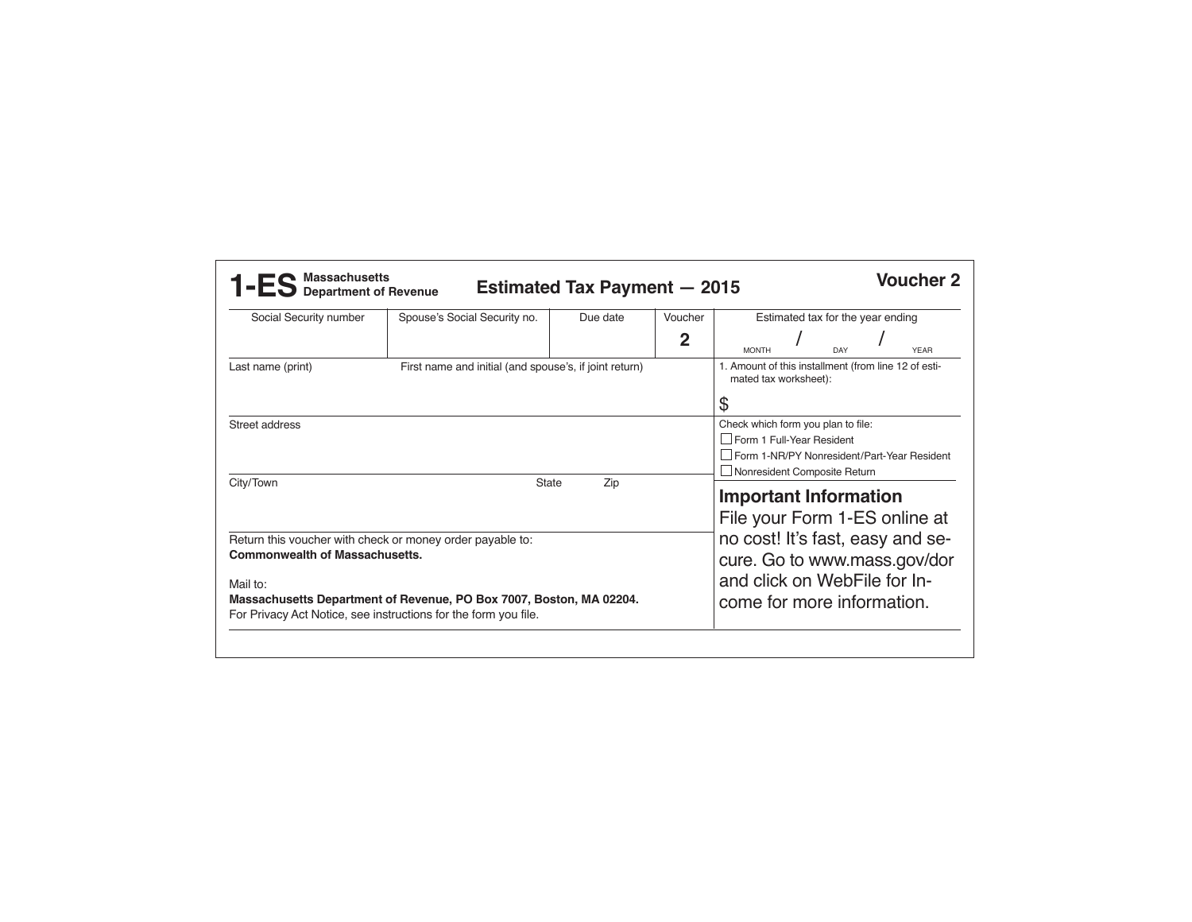# 1-ES Massachusetts Department of Revenue

## Estimated Tax Payment — 2015

**Voucher 2**

| Social Security number | Spouse's Social Security no. | Due date | Voucher | Estimated tax for the year ending |
|---|---|---|---|---|
| | | | **2** | MONTH / DAY / YEAR |

| Last name (print) | First name and initial (and spouse's, if joint return) | 1. Amount of this installment (from line 12 of estimated tax worksheet): |
|---|---|---|
| | | $ |

Street address

Check which form you plan to file:

- ☐ Form 1 Full-Year Resident
- ☐ Form 1-NR/PY Nonresident/Part-Year Resident
- ☐ Nonresident Composite Return

City/Town | State | Zip

Return this voucher with check or money order payable to:
**Commonwealth of Massachusetts.**

Mail to:
**Massachusetts Department of Revenue, PO Box 7007, Boston, MA 02204.**
For Privacy Act Notice, see instructions for the form you file.

### Important Information

File your Form 1-ES online at no cost! It's fast, easy and secure. Go to www.mass.gov/dor and click on WebFile for Income for more information.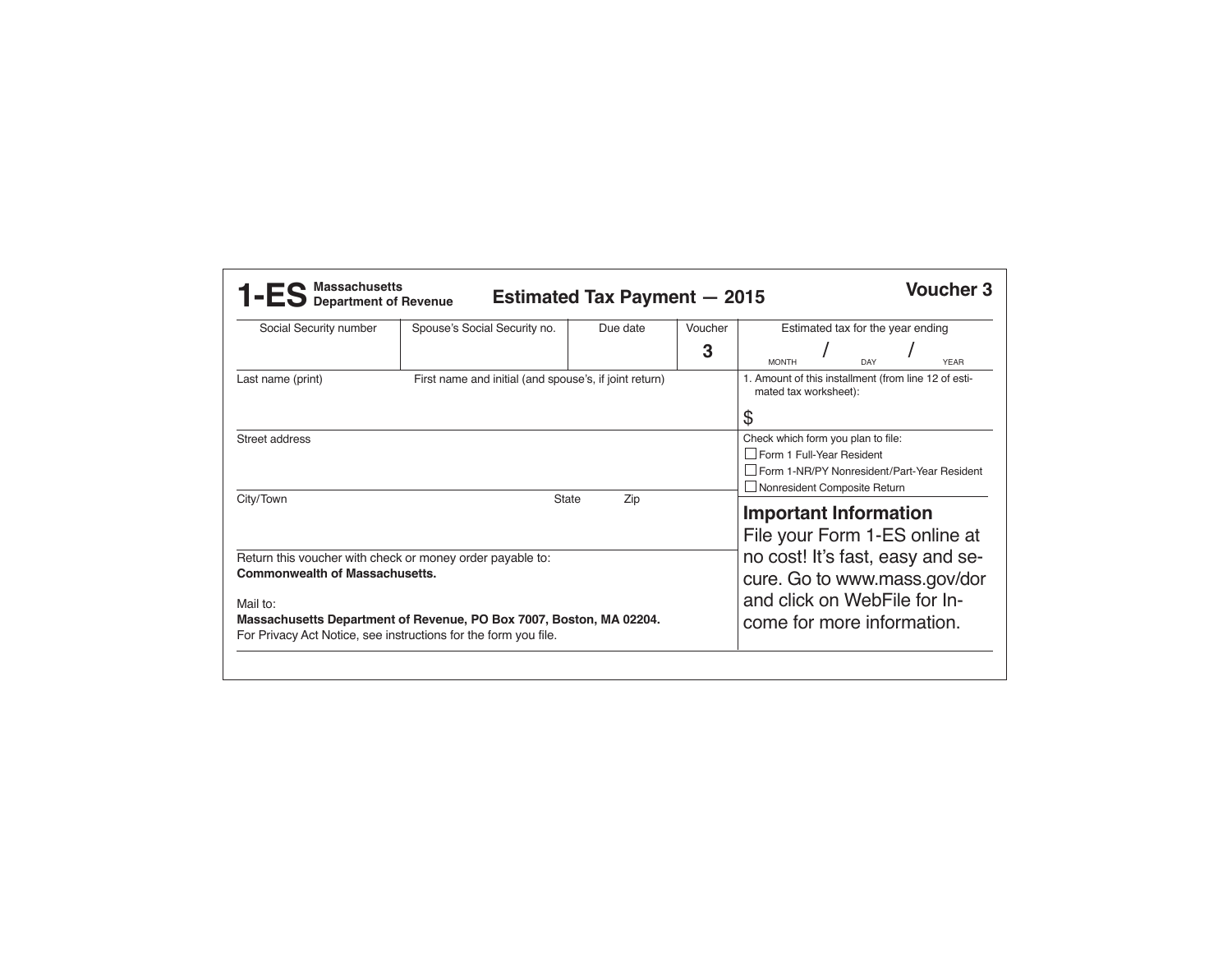# 1-ES Massachusetts Department of Revenue

## Estimated Tax Payment — 2015

**Voucher 3**

| Social Security number | Spouse's Social Security no. | Due date | Voucher | Estimated tax for the year ending |
|---|---|---|---|---|
| | | | 3 | MONTH / DAY / YEAR |

| Last name (print) | First name and initial (and spouse's, if joint return) | 1. Amount of this installment (from line 12 of estimated tax worksheet): $ |
|---|---|---|

Street address

Check which form you plan to file:

- ☐ Form 1 Full-Year Resident
- ☐ Form 1-NR/PY Nonresident/Part-Year Resident
- ☐ Nonresident Composite Return

City/Town | State | Zip

Return this voucher with check or money order payable to:
**Commonwealth of Massachusetts.**

Mail to:
**Massachusetts Department of Revenue, PO Box 7007, Boston, MA 02204.**
For Privacy Act Notice, see instructions for the form you file.

### Important Information

File your Form 1-ES online at no cost! It's fast, easy and secure. Go to www.mass.gov/dor and click on WebFile for Income for more information.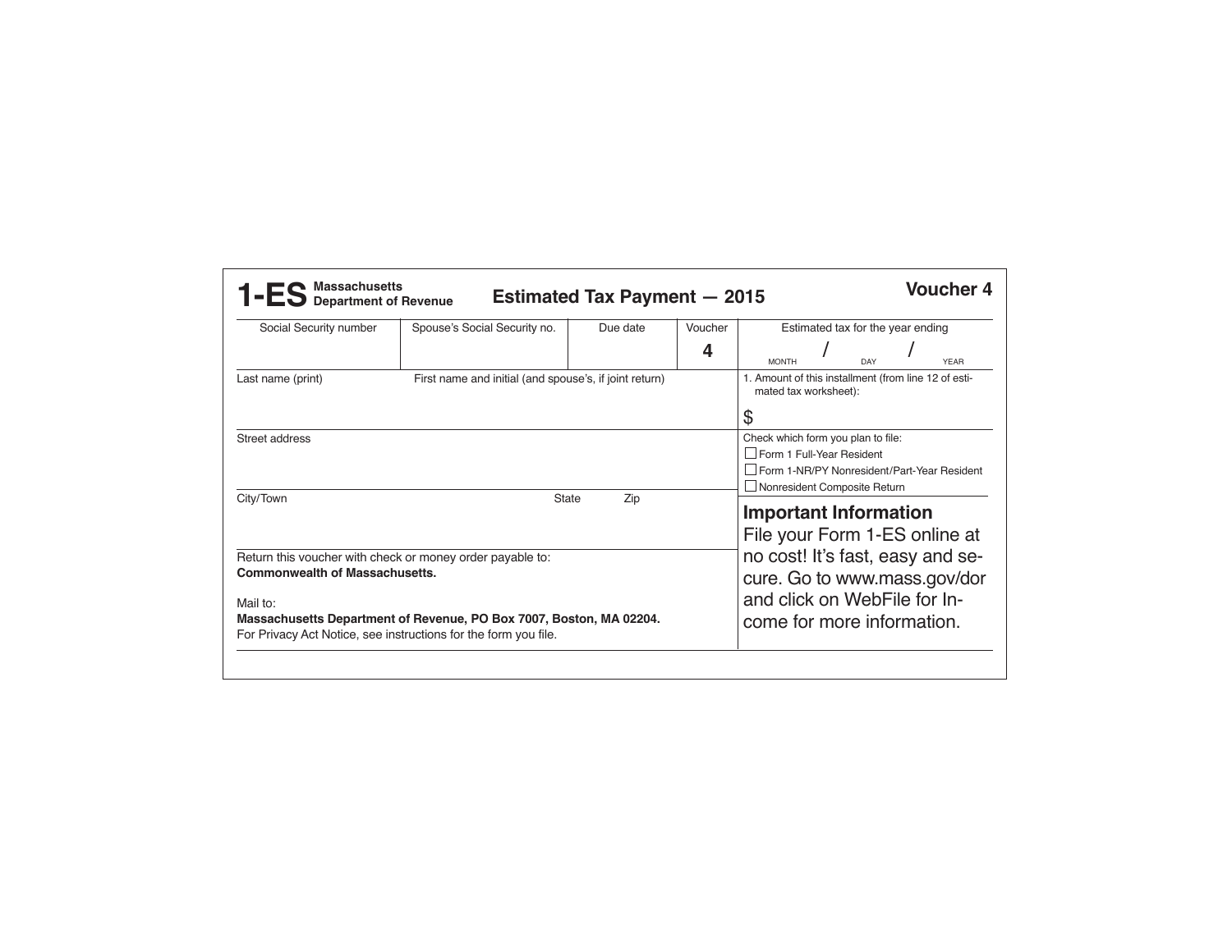**1-ES** Massachusetts Department of Revenue

## Estimated Tax Payment — 2015

**Voucher 4**

| Social Security number | Spouse's Social Security no. | Due date | Voucher | Estimated tax for the year ending |
|---|---|---|---|---|
| | | | 4 | MONTH / DAY / YEAR |

Last name (print)

First name and initial (and spouse's, if joint return)

1. Amount of this installment (from line 12 of estimated tax worksheet):

$

Street address

Check which form you plan to file:

- ☐ Form 1 Full-Year Resident
- ☐ Form 1-NR/PY Nonresident/Part-Year Resident
- ☐ Nonresident Composite Return

City/Town State Zip

Return this voucher with check or money order payable to:
**Commonwealth of Massachusetts.**

Mail to:
**Massachusetts Department of Revenue, PO Box 7007, Boston, MA 02204.**
For Privacy Act Notice, see instructions for the form you file.

### Important Information

File your Form 1-ES online at no cost! It's fast, easy and secure. Go to www.mass.gov/dor and click on WebFile for Income for more information.